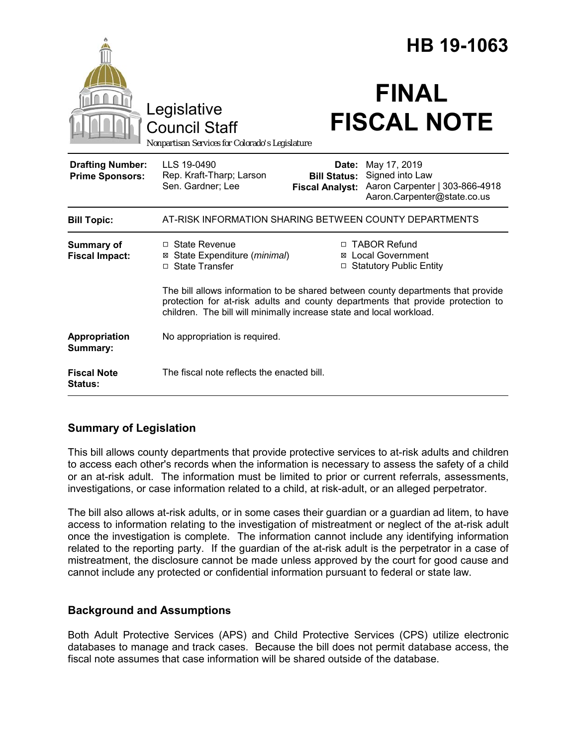# HB 19-1063

Legislative Council Staff

*Nonpartisan Services for Colorado's Legislature*

# FINAL FISCAL NOTE

| | | | |
|---|---|---|---|
| **Drafting Number:** | LLS 19-0490 | **Date:** | May 17, 2019 |
| **Prime Sponsors:** | Rep. Kraft-Tharp; Larson<br>Sen. Gardner; Lee | **Bill Status:** | Signed into Law |
| | | **Fiscal Analyst:** | Aaron Carpenter \| 303-866-4918<br>Aaron.Carpenter@state.co.us |

| | |
|---|---|
| **Bill Topic:** | AT-RISK INFORMATION SHARING BETWEEN COUNTY DEPARTMENTS |
| **Summary of Fiscal Impact:** | ☐ State Revenue<br>☒ State Expenditure (*minimal*)<br>☐ State Transfer<br>☐ TABOR Refund<br>☒ Local Government<br>☐ Statutory Public Entity<br><br>The bill allows information to be shared between county departments that provide protection for at-risk adults and county departments that provide protection to children. The bill will minimally increase state and local workload. |
| **Appropriation Summary:** | No appropriation is required. |
| **Fiscal Note Status:** | The fiscal note reflects the enacted bill. |

## Summary of Legislation

This bill allows county departments that provide protective services to at-risk adults and children to access each other's records when the information is necessary to assess the safety of a child or an at-risk adult. The information must be limited to prior or current referrals, assessments, investigations, or case information related to a child, at risk-adult, or an alleged perpetrator.

The bill also allows at-risk adults, or in some cases their guardian or a guardian ad litem, to have access to information relating to the investigation of mistreatment or neglect of the at-risk adult once the investigation is complete. The information cannot include any identifying information related to the reporting party. If the guardian of the at-risk adult is the perpetrator in a case of mistreatment, the disclosure cannot be made unless approved by the court for good cause and cannot include any protected or confidential information pursuant to federal or state law.

## Background and Assumptions

Both Adult Protective Services (APS) and Child Protective Services (CPS) utilize electronic databases to manage and track cases. Because the bill does not permit database access, the fiscal note assumes that case information will be shared outside of the database.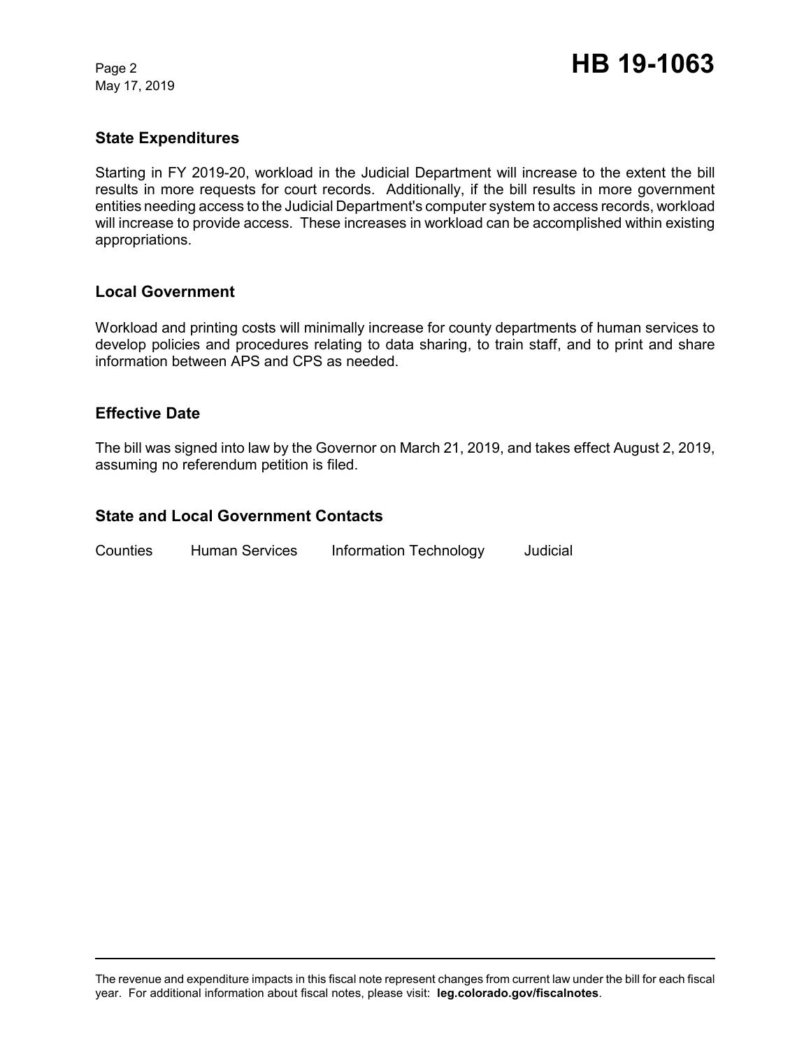## State Expenditures

Starting in FY 2019-20, workload in the Judicial Department will increase to the extent the bill results in more requests for court records. Additionally, if the bill results in more government entities needing access to the Judicial Department's computer system to access records, workload will increase to provide access. These increases in workload can be accomplished within existing appropriations.

## Local Government

Workload and printing costs will minimally increase for county departments of human services to develop policies and procedures relating to data sharing, to train staff, and to print and share information between APS and CPS as needed.

## Effective Date

The bill was signed into law by the Governor on March 21, 2019, and takes effect August 2, 2019, assuming no referendum petition is filed.

## State and Local Government Contacts

Counties  Human Services  Information Technology  Judicial

The revenue and expenditure impacts in this fiscal note represent changes from current law under the bill for each fiscal year. For additional information about fiscal notes, please visit: **leg.colorado.gov/fiscalnotes**.